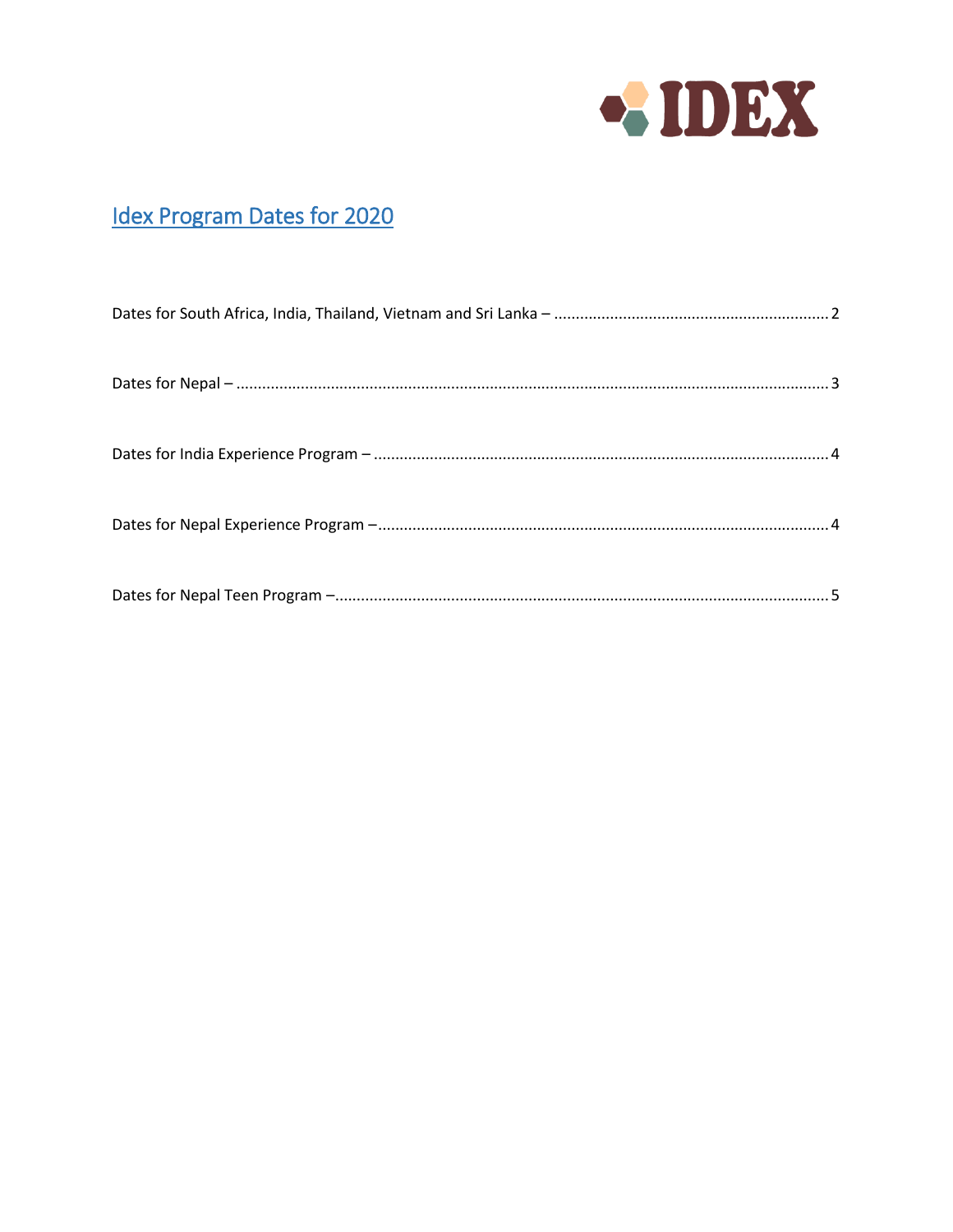IDEX

# Idex Program Dates for 2020

Dates for South Africa, India, Thailand, Vietnam and Sri Lanka – ................................................................ 2

Dates for Nepal – ........................................................................................................................................ 3

Dates for India Experience Program – ......................................................................................................... 4

Dates for Nepal Experience Program –........................................................................................................ 4

Dates for Nepal Teen Program –.................................................................................................................. 5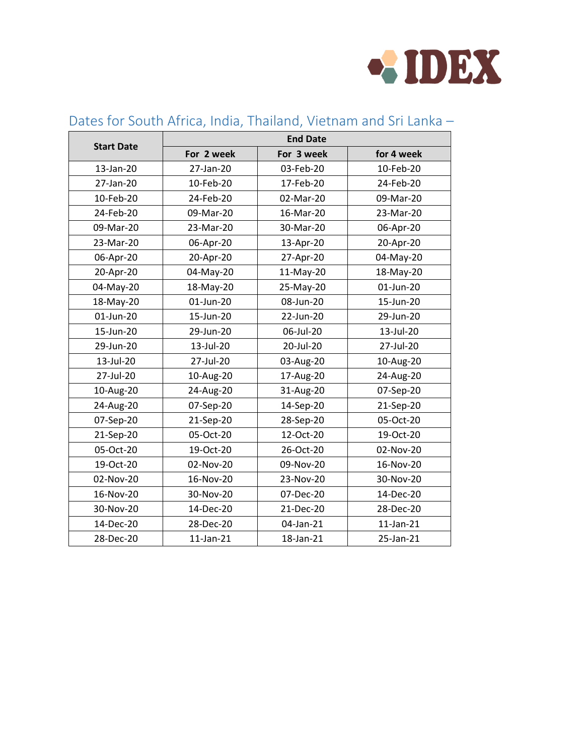## Dates for South Africa, India, Thailand, Vietnam and Sri Lanka –

| Start Date | End Date | | |
|---|---|---|---|
| | For 2 week | For 3 week | for 4 week |
| 13-Jan-20 | 27-Jan-20 | 03-Feb-20 | 10-Feb-20 |
| 27-Jan-20 | 10-Feb-20 | 17-Feb-20 | 24-Feb-20 |
| 10-Feb-20 | 24-Feb-20 | 02-Mar-20 | 09-Mar-20 |
| 24-Feb-20 | 09-Mar-20 | 16-Mar-20 | 23-Mar-20 |
| 09-Mar-20 | 23-Mar-20 | 30-Mar-20 | 06-Apr-20 |
| 23-Mar-20 | 06-Apr-20 | 13-Apr-20 | 20-Apr-20 |
| 06-Apr-20 | 20-Apr-20 | 27-Apr-20 | 04-May-20 |
| 20-Apr-20 | 04-May-20 | 11-May-20 | 18-May-20 |
| 04-May-20 | 18-May-20 | 25-May-20 | 01-Jun-20 |
| 18-May-20 | 01-Jun-20 | 08-Jun-20 | 15-Jun-20 |
| 01-Jun-20 | 15-Jun-20 | 22-Jun-20 | 29-Jun-20 |
| 15-Jun-20 | 29-Jun-20 | 06-Jul-20 | 13-Jul-20 |
| 29-Jun-20 | 13-Jul-20 | 20-Jul-20 | 27-Jul-20 |
| 13-Jul-20 | 27-Jul-20 | 03-Aug-20 | 10-Aug-20 |
| 27-Jul-20 | 10-Aug-20 | 17-Aug-20 | 24-Aug-20 |
| 10-Aug-20 | 24-Aug-20 | 31-Aug-20 | 07-Sep-20 |
| 24-Aug-20 | 07-Sep-20 | 14-Sep-20 | 21-Sep-20 |
| 07-Sep-20 | 21-Sep-20 | 28-Sep-20 | 05-Oct-20 |
| 21-Sep-20 | 05-Oct-20 | 12-Oct-20 | 19-Oct-20 |
| 05-Oct-20 | 19-Oct-20 | 26-Oct-20 | 02-Nov-20 |
| 19-Oct-20 | 02-Nov-20 | 09-Nov-20 | 16-Nov-20 |
| 02-Nov-20 | 16-Nov-20 | 23-Nov-20 | 30-Nov-20 |
| 16-Nov-20 | 30-Nov-20 | 07-Dec-20 | 14-Dec-20 |
| 30-Nov-20 | 14-Dec-20 | 21-Dec-20 | 28-Dec-20 |
| 14-Dec-20 | 28-Dec-20 | 04-Jan-21 | 11-Jan-21 |
| 28-Dec-20 | 11-Jan-21 | 18-Jan-21 | 25-Jan-21 |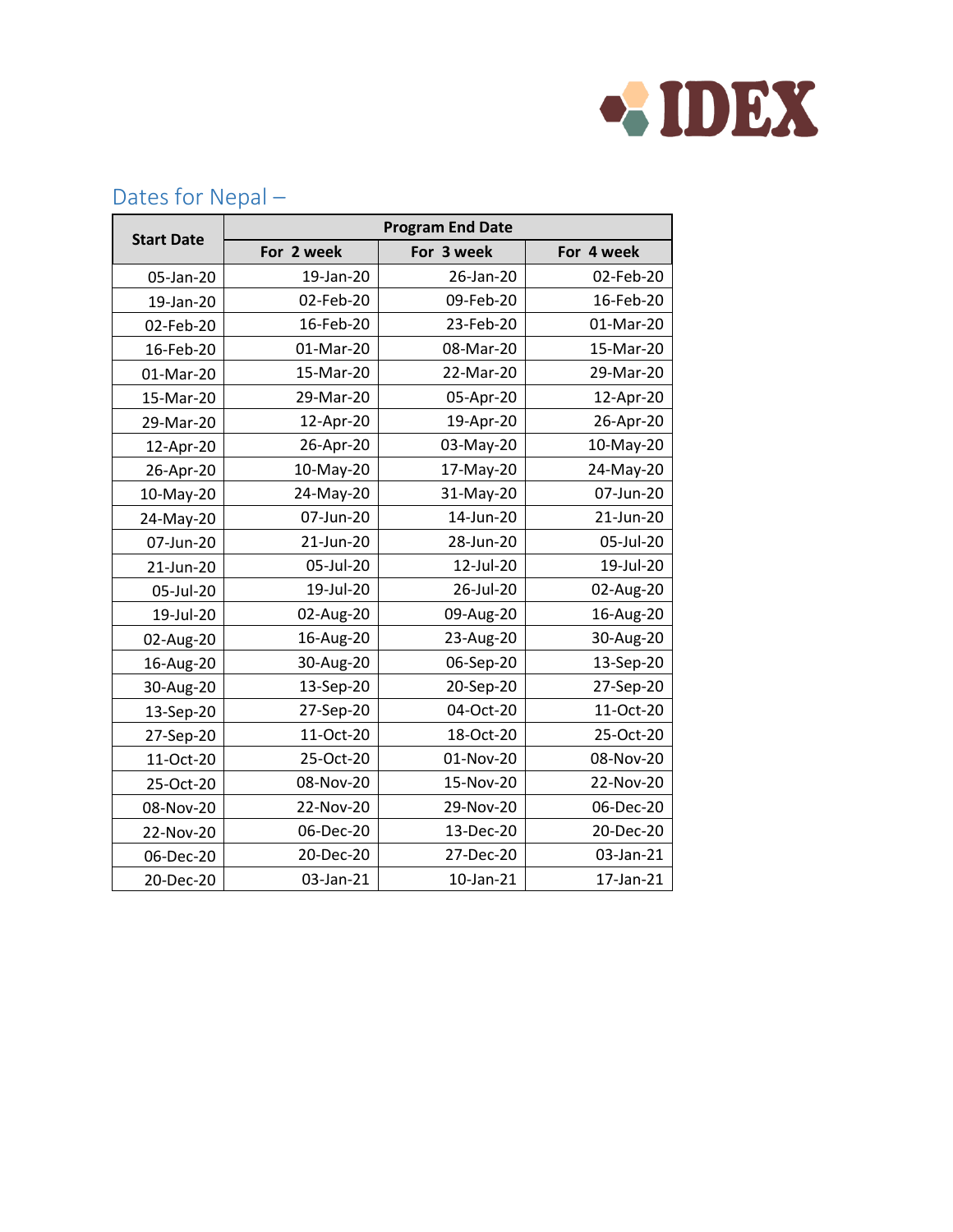## Dates for Nepal –

| Start Date | Program End Date | | |
|---|---|---|---|
| | For 2 week | For 3 week | For 4 week |
| 05-Jan-20 | 19-Jan-20 | 26-Jan-20 | 02-Feb-20 |
| 19-Jan-20 | 02-Feb-20 | 09-Feb-20 | 16-Feb-20 |
| 02-Feb-20 | 16-Feb-20 | 23-Feb-20 | 01-Mar-20 |
| 16-Feb-20 | 01-Mar-20 | 08-Mar-20 | 15-Mar-20 |
| 01-Mar-20 | 15-Mar-20 | 22-Mar-20 | 29-Mar-20 |
| 15-Mar-20 | 29-Mar-20 | 05-Apr-20 | 12-Apr-20 |
| 29-Mar-20 | 12-Apr-20 | 19-Apr-20 | 26-Apr-20 |
| 12-Apr-20 | 26-Apr-20 | 03-May-20 | 10-May-20 |
| 26-Apr-20 | 10-May-20 | 17-May-20 | 24-May-20 |
| 10-May-20 | 24-May-20 | 31-May-20 | 07-Jun-20 |
| 24-May-20 | 07-Jun-20 | 14-Jun-20 | 21-Jun-20 |
| 07-Jun-20 | 21-Jun-20 | 28-Jun-20 | 05-Jul-20 |
| 21-Jun-20 | 05-Jul-20 | 12-Jul-20 | 19-Jul-20 |
| 05-Jul-20 | 19-Jul-20 | 26-Jul-20 | 02-Aug-20 |
| 19-Jul-20 | 02-Aug-20 | 09-Aug-20 | 16-Aug-20 |
| 02-Aug-20 | 16-Aug-20 | 23-Aug-20 | 30-Aug-20 |
| 16-Aug-20 | 30-Aug-20 | 06-Sep-20 | 13-Sep-20 |
| 30-Aug-20 | 13-Sep-20 | 20-Sep-20 | 27-Sep-20 |
| 13-Sep-20 | 27-Sep-20 | 04-Oct-20 | 11-Oct-20 |
| 27-Sep-20 | 11-Oct-20 | 18-Oct-20 | 25-Oct-20 |
| 11-Oct-20 | 25-Oct-20 | 01-Nov-20 | 08-Nov-20 |
| 25-Oct-20 | 08-Nov-20 | 15-Nov-20 | 22-Nov-20 |
| 08-Nov-20 | 22-Nov-20 | 29-Nov-20 | 06-Dec-20 |
| 22-Nov-20 | 06-Dec-20 | 13-Dec-20 | 20-Dec-20 |
| 06-Dec-20 | 20-Dec-20 | 27-Dec-20 | 03-Jan-21 |
| 20-Dec-20 | 03-Jan-21 | 10-Jan-21 | 17-Jan-21 |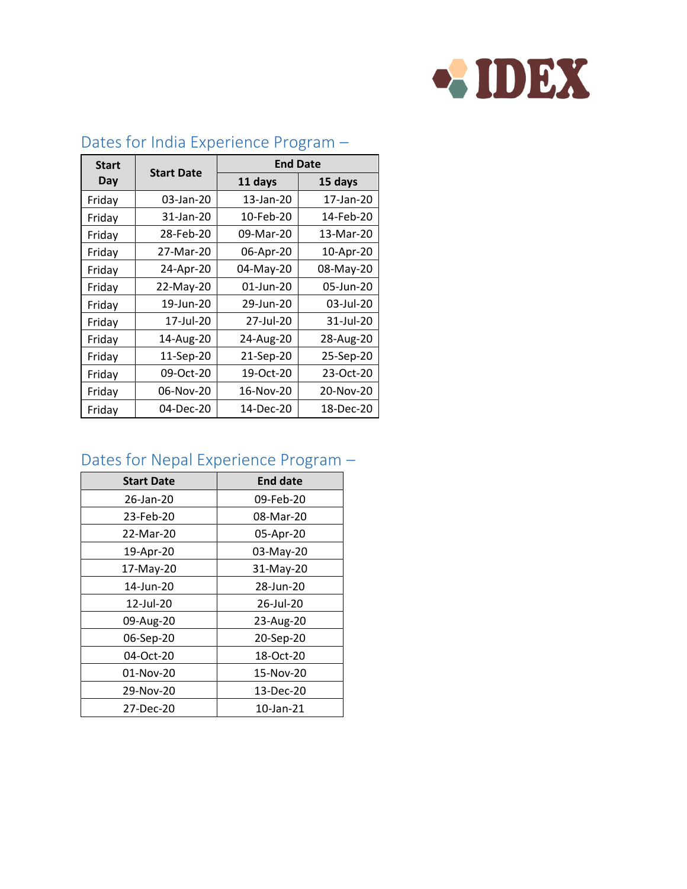## Dates for India Experience Program –

| Start Day | Start Date | End Date | |
|---|---|---|---|
| | | 11 days | 15 days |
| Friday | 03-Jan-20 | 13-Jan-20 | 17-Jan-20 |
| Friday | 31-Jan-20 | 10-Feb-20 | 14-Feb-20 |
| Friday | 28-Feb-20 | 09-Mar-20 | 13-Mar-20 |
| Friday | 27-Mar-20 | 06-Apr-20 | 10-Apr-20 |
| Friday | 24-Apr-20 | 04-May-20 | 08-May-20 |
| Friday | 22-May-20 | 01-Jun-20 | 05-Jun-20 |
| Friday | 19-Jun-20 | 29-Jun-20 | 03-Jul-20 |
| Friday | 17-Jul-20 | 27-Jul-20 | 31-Jul-20 |
| Friday | 14-Aug-20 | 24-Aug-20 | 28-Aug-20 |
| Friday | 11-Sep-20 | 21-Sep-20 | 25-Sep-20 |
| Friday | 09-Oct-20 | 19-Oct-20 | 23-Oct-20 |
| Friday | 06-Nov-20 | 16-Nov-20 | 20-Nov-20 |
| Friday | 04-Dec-20 | 14-Dec-20 | 18-Dec-20 |

## Dates for Nepal Experience Program –

| Start Date | End date |
|---|---|
| 26-Jan-20 | 09-Feb-20 |
| 23-Feb-20 | 08-Mar-20 |
| 22-Mar-20 | 05-Apr-20 |
| 19-Apr-20 | 03-May-20 |
| 17-May-20 | 31-May-20 |
| 14-Jun-20 | 28-Jun-20 |
| 12-Jul-20 | 26-Jul-20 |
| 09-Aug-20 | 23-Aug-20 |
| 06-Sep-20 | 20-Sep-20 |
| 04-Oct-20 | 18-Oct-20 |
| 01-Nov-20 | 15-Nov-20 |
| 29-Nov-20 | 13-Dec-20 |
| 27-Dec-20 | 10-Jan-21 |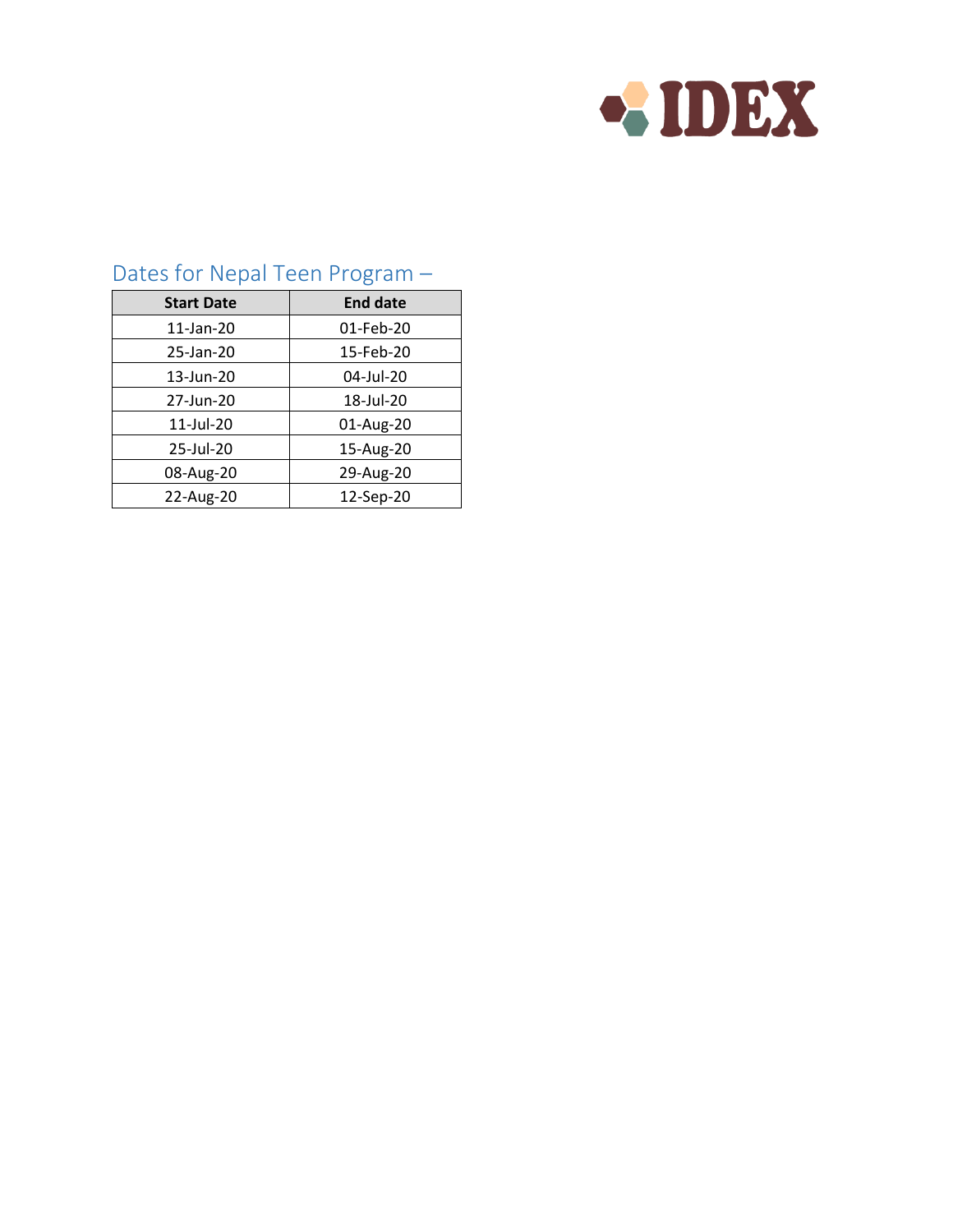IDEX

## Dates for Nepal Teen Program –

| Start Date | End date |
|---|---|
| 11-Jan-20 | 01-Feb-20 |
| 25-Jan-20 | 15-Feb-20 |
| 13-Jun-20 | 04-Jul-20 |
| 27-Jun-20 | 18-Jul-20 |
| 11-Jul-20 | 01-Aug-20 |
| 25-Jul-20 | 15-Aug-20 |
| 08-Aug-20 | 29-Aug-20 |
| 22-Aug-20 | 12-Sep-20 |